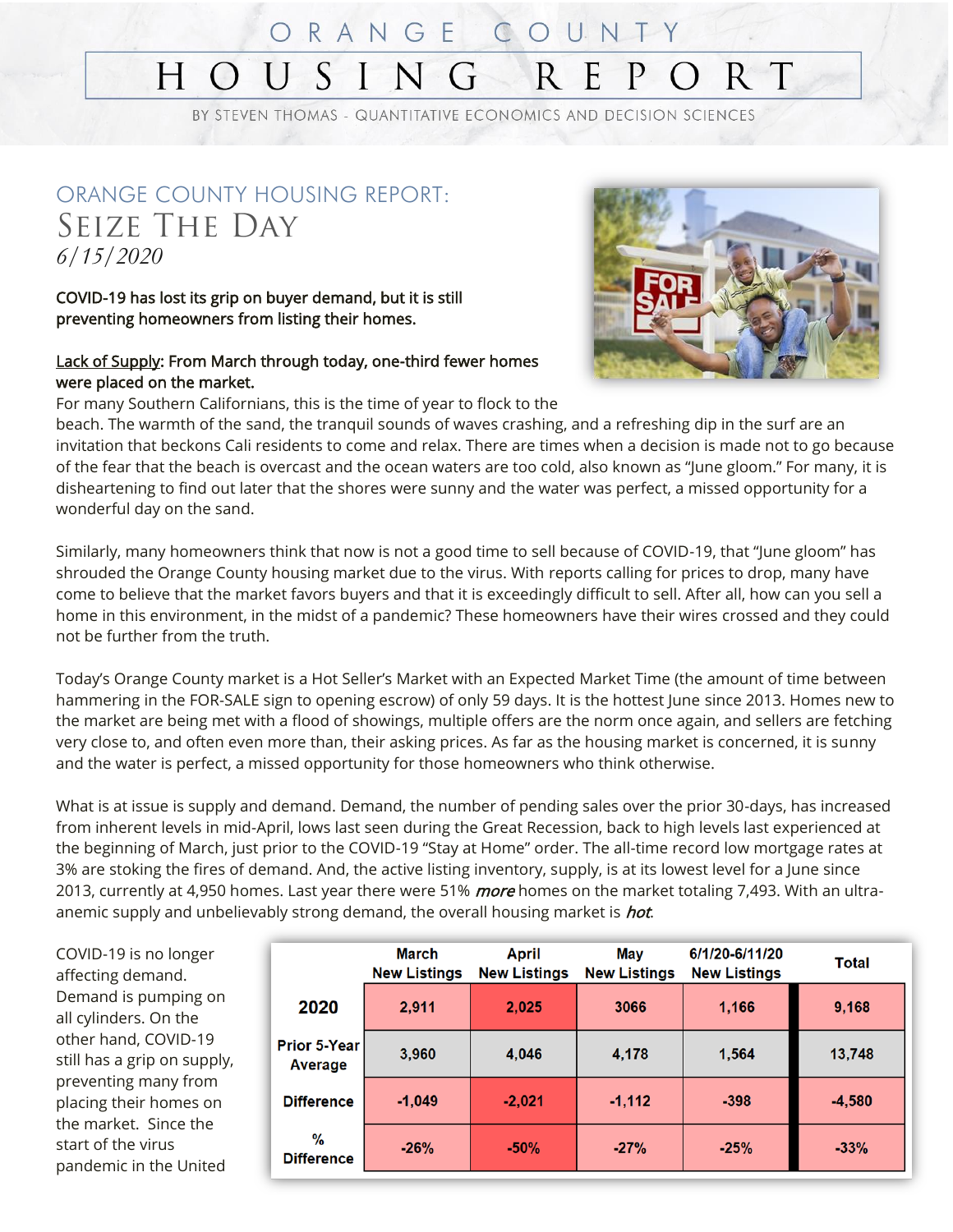# ORANGE COUNTY HOUSING REPORT

BY STEVEN THOMAS - QUANTITATIVE ECONOMICS AND DECISION SCIENCES

## ORANGE COUNTY HOUSING REPORT: SEIZE THE DAY

*6/15/2020*

**COVID-19 has lost its grip on buyer demand, but it is still preventing homeowners from listing their homes.**

**Lack of Supply: From March through today, one-third fewer homes were placed on the market.**

For many Southern Californians, this is the time of year to flock to the beach. The warmth of the sand, the tranquil sounds of waves crashing, and a refreshing dip in the surf are an invitation that beckons Cali residents to come and relax. There are times when a decision is made not to go because of the fear that the beach is overcast and the ocean waters are too cold, also known as "June gloom." For many, it is disheartening to find out later that the shores were sunny and the water was perfect, a missed opportunity for a wonderful day on the sand.

Similarly, many homeowners think that now is not a good time to sell because of COVID-19, that "June gloom" has shrouded the Orange County housing market due to the virus. With reports calling for prices to drop, many have come to believe that the market favors buyers and that it is exceedingly difficult to sell. After all, how can you sell a home in this environment, in the midst of a pandemic? These homeowners have their wires crossed and they could not be further from the truth.

Today's Orange County market is a Hot Seller's Market with an Expected Market Time (the amount of time between hammering in the FOR-SALE sign to opening escrow) of only 59 days. It is the hottest June since 2013. Homes new to the market are being met with a flood of showings, multiple offers are the norm once again, and sellers are fetching very close to, and often even more than, their asking prices. As far as the housing market is concerned, it is sunny and the water is perfect, a missed opportunity for those homeowners who think otherwise.

What is at issue is supply and demand. Demand, the number of pending sales over the prior 30-days, has increased from inherent levels in mid-April, lows last seen during the Great Recession, back to high levels last experienced at the beginning of March, just prior to the COVID-19 "Stay at Home" order. The all-time record low mortgage rates at 3% are stoking the fires of demand. And, the active listing inventory, supply, is at its lowest level for a June since 2013, currently at 4,950 homes. Last year there were 51% ***more*** homes on the market totaling 7,493. With an ultra-anemic supply and unbelievably strong demand, the overall housing market is ***hot***.

COVID-19 is no longer affecting demand. Demand is pumping on all cylinders. On the other hand, COVID-19 still has a grip on supply, preventing many from placing their homes on the market. Since the start of the virus pandemic in the United

| | March New Listings | April New Listings | May New Listings | 6/1/20-6/11/20 New Listings | Total |
|---|---|---|---|---|---|
| **2020** | 2,911 | 2,025 | 3066 | 1,166 | 9,168 |
| **Prior 5-Year Average** | 3,960 | 4,046 | 4,178 | 1,564 | 13,748 |
| **Difference** | -1,049 | -2,021 | -1,112 | -398 | -4,580 |
| **% Difference** | -26% | -50% | -27% | -25% | -33% |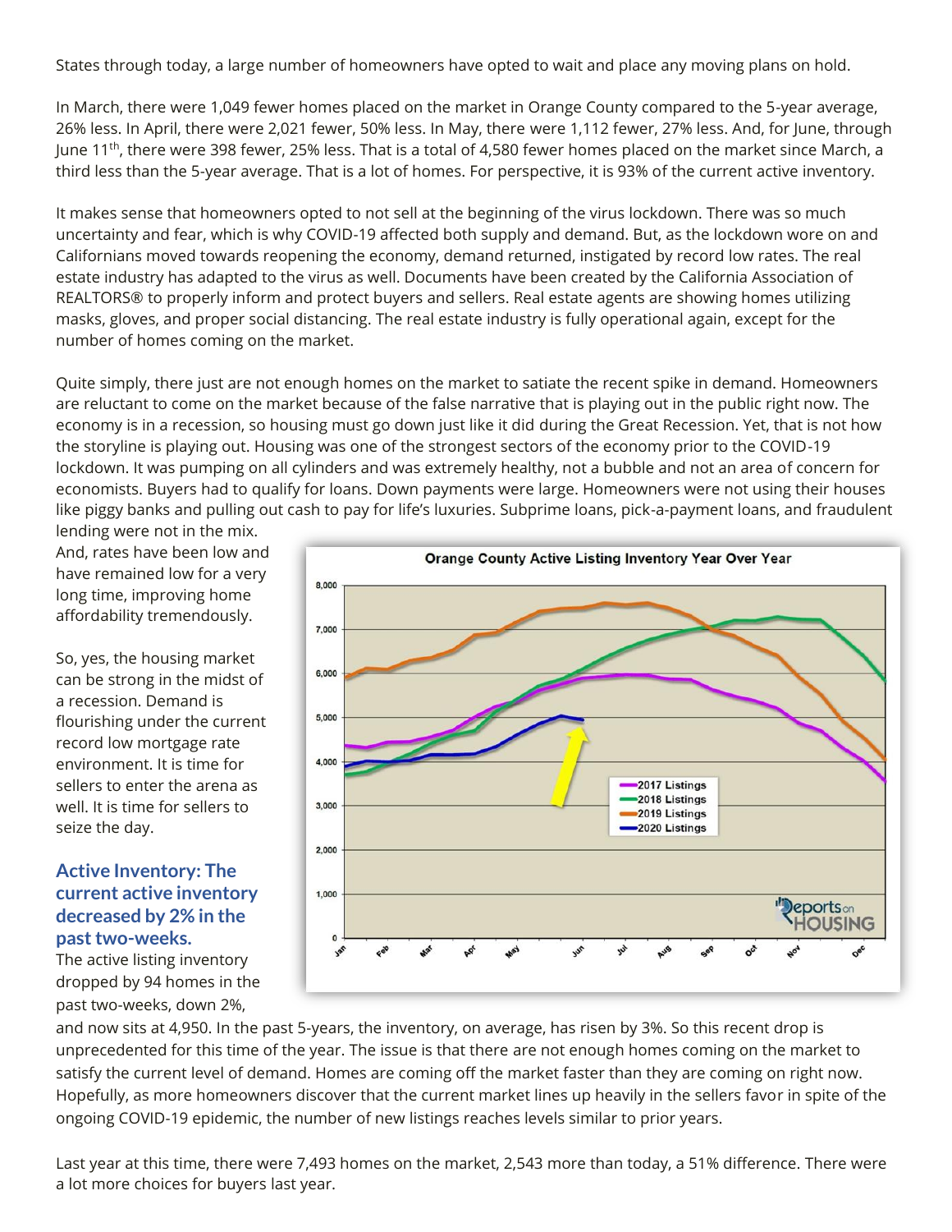States through today, a large number of homeowners have opted to wait and place any moving plans on hold.

In March, there were 1,049 fewer homes placed on the market in Orange County compared to the 5-year average, 26% less. In April, there were 2,021 fewer, 50% less. In May, there were 1,112 fewer, 27% less. And, for June, through June 11th, there were 398 fewer, 25% less. That is a total of 4,580 fewer homes placed on the market since March, a third less than the 5-year average. That is a lot of homes. For perspective, it is 93% of the current active inventory.

It makes sense that homeowners opted to not sell at the beginning of the virus lockdown. There was so much uncertainty and fear, which is why COVID-19 affected both supply and demand. But, as the lockdown wore on and Californians moved towards reopening the economy, demand returned, instigated by record low rates. The real estate industry has adapted to the virus as well. Documents have been created by the California Association of REALTORS® to properly inform and protect buyers and sellers. Real estate agents are showing homes utilizing masks, gloves, and proper social distancing. The real estate industry is fully operational again, except for the number of homes coming on the market.

Quite simply, there just are not enough homes on the market to satiate the recent spike in demand. Homeowners are reluctant to come on the market because of the false narrative that is playing out in the public right now. The economy is in a recession, so housing must go down just like it did during the Great Recession. Yet, that is not how the storyline is playing out. Housing was one of the strongest sectors of the economy prior to the COVID-19 lockdown. It was pumping on all cylinders and was extremely healthy, not a bubble and not an area of concern for economists. Buyers had to qualify for loans. Down payments were large. Homeowners were not using their houses like piggy banks and pulling out cash to pay for life's luxuries. Subprime loans, pick-a-payment loans, and fraudulent lending were not in the mix. And, rates have been low and have remained low for a very long time, improving home affordability tremendously.

So, yes, the housing market can be strong in the midst of a recession. Demand is flourishing under the current record low mortgage rate environment. It is time for sellers to enter the arena as well. It is time for sellers to seize the day.

**Orange County Active Listing Inventory Year Over Year**

### Active Inventory: The current active inventory decreased by 2% in the past two-weeks.

The active listing inventory dropped by 94 homes in the past two-weeks, down 2%, and now sits at 4,950. In the past 5-years, the inventory, on average, has risen by 3%. So this recent drop is unprecedented for this time of the year. The issue is that there are not enough homes coming on the market to satisfy the current level of demand. Homes are coming off the market faster than they are coming on right now. Hopefully, as more homeowners discover that the current market lines up heavily in the sellers favor in spite of the ongoing COVID-19 epidemic, the number of new listings reaches levels similar to prior years.

Last year at this time, there were 7,493 homes on the market, 2,543 more than today, a 51% difference. There were a lot more choices for buyers last year.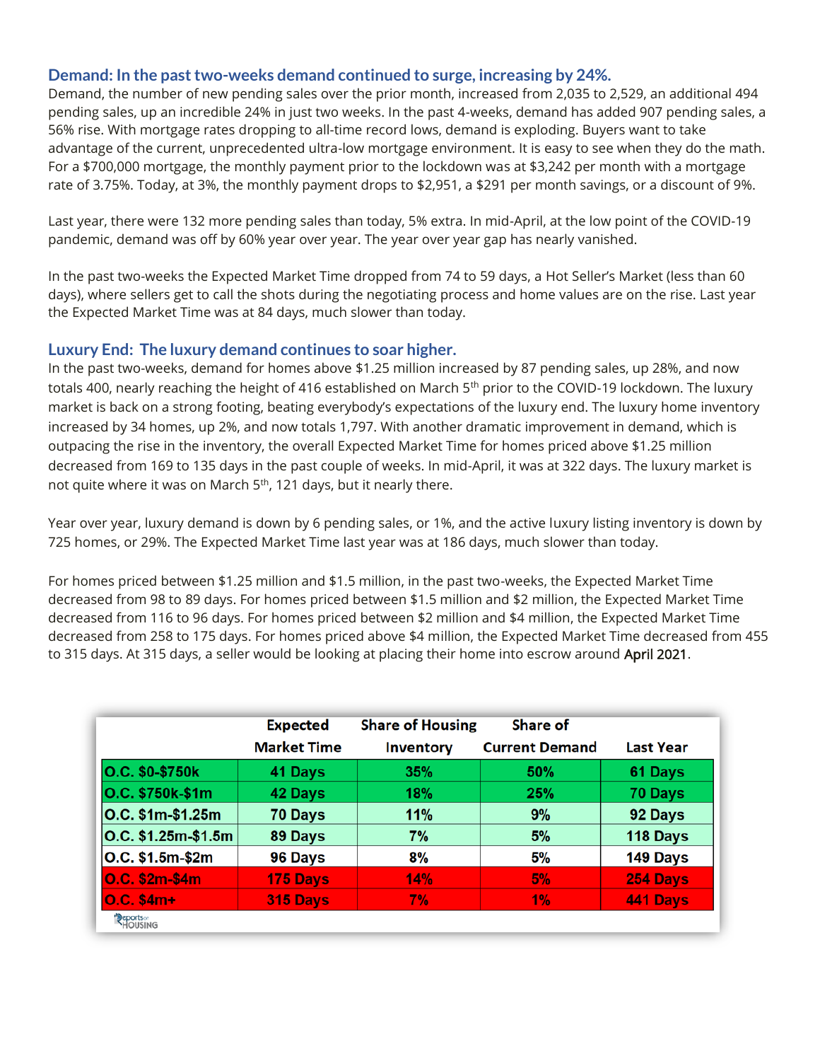## Demand: In the past two-weeks demand continued to surge, increasing by 24%.

Demand, the number of new pending sales over the prior month, increased from 2,035 to 2,529, an additional 494 pending sales, up an incredible 24% in just two weeks. In the past 4-weeks, demand has added 907 pending sales, a 56% rise. With mortgage rates dropping to all-time record lows, demand is exploding. Buyers want to take advantage of the current, unprecedented ultra-low mortgage environment. It is easy to see when they do the math. For a $700,000 mortgage, the monthly payment prior to the lockdown was at $3,242 per month with a mortgage rate of 3.75%. Today, at 3%, the monthly payment drops to $2,951, a $291 per month savings, or a discount of 9%.

Last year, there were 132 more pending sales than today, 5% extra. In mid-April, at the low point of the COVID-19 pandemic, demand was off by 60% year over year. The year over year gap has nearly vanished.

In the past two-weeks the Expected Market Time dropped from 74 to 59 days, a Hot Seller's Market (less than 60 days), where sellers get to call the shots during the negotiating process and home values are on the rise. Last year the Expected Market Time was at 84 days, much slower than today.

## Luxury End: The luxury demand continues to soar higher.

In the past two-weeks, demand for homes above $1.25 million increased by 87 pending sales, up 28%, and now totals 400, nearly reaching the height of 416 established on March 5th prior to the COVID-19 lockdown. The luxury market is back on a strong footing, beating everybody's expectations of the luxury end. The luxury home inventory increased by 34 homes, up 2%, and now totals 1,797. With another dramatic improvement in demand, which is outpacing the rise in the inventory, the overall Expected Market Time for homes priced above $1.25 million decreased from 169 to 135 days in the past couple of weeks. In mid-April, it was at 322 days. The luxury market is not quite where it was on March 5th, 121 days, but it nearly there.

Year over year, luxury demand is down by 6 pending sales, or 1%, and the active luxury listing inventory is down by 725 homes, or 29%. The Expected Market Time last year was at 186 days, much slower than today.

For homes priced between $1.25 million and $1.5 million, in the past two-weeks, the Expected Market Time decreased from 98 to 89 days. For homes priced between $1.5 million and $2 million, the Expected Market Time decreased from 116 to 96 days. For homes priced between $2 million and $4 million, the Expected Market Time decreased from 258 to 175 days. For homes priced above $4 million, the Expected Market Time decreased from 455 to 315 days. At 315 days, a seller would be looking at placing their home into escrow around April 2021.

| | Expected Market Time | Share of Housing Inventory | Share of Current Demand | Last Year |
|---|---|---|---|---|
| O.C. $0-$750k | 41 Days | 35% | 50% | 61 Days |
| O.C. $750k-$1m | 42 Days | 18% | 25% | 70 Days |
| O.C. $1m-$1.25m | 70 Days | 11% | 9% | 92 Days |
| O.C. $1.25m-$1.5m | 89 Days | 7% | 5% | 118 Days |
| O.C. $1.5m-$2m | 96 Days | 8% | 5% | 149 Days |
| O.C. $2m-$4m | 175 Days | 14% | 5% | 254 Days |
| O.C. $4m+ | 315 Days | 7% | 1% | 441 Days |

Reports on Housing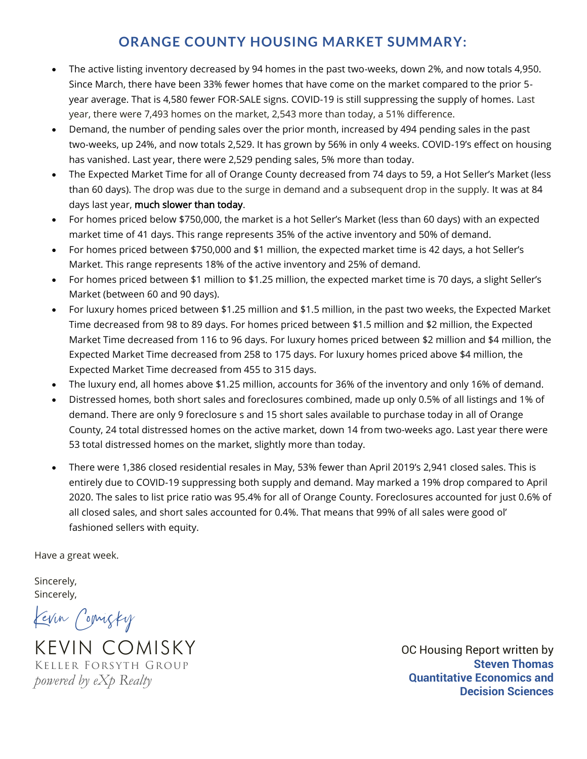# ORANGE COUNTY HOUSING MARKET SUMMARY:

- The active listing inventory decreased by 94 homes in the past two-weeks, down 2%, and now totals 4,950. Since March, there have been 33% fewer homes that have come on the market compared to the prior 5-year average. That is 4,580 fewer FOR-SALE signs. COVID-19 is still suppressing the supply of homes. Last year, there were 7,493 homes on the market, 2,543 more than today, a 51% difference.
- Demand, the number of pending sales over the prior month, increased by 494 pending sales in the past two-weeks, up 24%, and now totals 2,529. It has grown by 56% in only 4 weeks. COVID-19's effect on housing has vanished. Last year, there were 2,529 pending sales, 5% more than today.
- The Expected Market Time for all of Orange County decreased from 74 days to 59, a Hot Seller's Market (less than 60 days). The drop was due to the surge in demand and a subsequent drop in the supply. It was at 84 days last year, much slower than today.
- For homes priced below $750,000, the market is a hot Seller's Market (less than 60 days) with an expected market time of 41 days. This range represents 35% of the active inventory and 50% of demand.
- For homes priced between $750,000 and $1 million, the expected market time is 42 days, a hot Seller's Market. This range represents 18% of the active inventory and 25% of demand.
- For homes priced between $1 million to $1.25 million, the expected market time is 70 days, a slight Seller's Market (between 60 and 90 days).
- For luxury homes priced between $1.25 million and $1.5 million, in the past two weeks, the Expected Market Time decreased from 98 to 89 days. For homes priced between $1.5 million and $2 million, the Expected Market Time decreased from 116 to 96 days. For luxury homes priced between $2 million and $4 million, the Expected Market Time decreased from 258 to 175 days. For luxury homes priced above $4 million, the Expected Market Time decreased from 455 to 315 days.
- The luxury end, all homes above $1.25 million, accounts for 36% of the inventory and only 16% of demand.
- Distressed homes, both short sales and foreclosures combined, made up only 0.5% of all listings and 1% of demand. There are only 9 foreclosure s and 15 short sales available to purchase today in all of Orange County, 24 total distressed homes on the active market, down 14 from two-weeks ago. Last year there were 53 total distressed homes on the market, slightly more than today.
- There were 1,386 closed residential resales in May, 53% fewer than April 2019's 2,941 closed sales. This is entirely due to COVID-19 suppressing both supply and demand. May marked a 19% drop compared to April 2020. The sales to list price ratio was 95.4% for all of Orange County. Foreclosures accounted for just 0.6% of all closed sales, and short sales accounted for 0.4%. That means that 99% of all sales were good ol' fashioned sellers with equity.

Have a great week.

Sincerely,
Sincerely,

Kevin Comisky

KEVIN COMISKY
KELLER FORSYTH GROUP
*powered by eXp Realty*

OC Housing Report written by
**Steven Thomas**
**Quantitative Economics and Decision Sciences**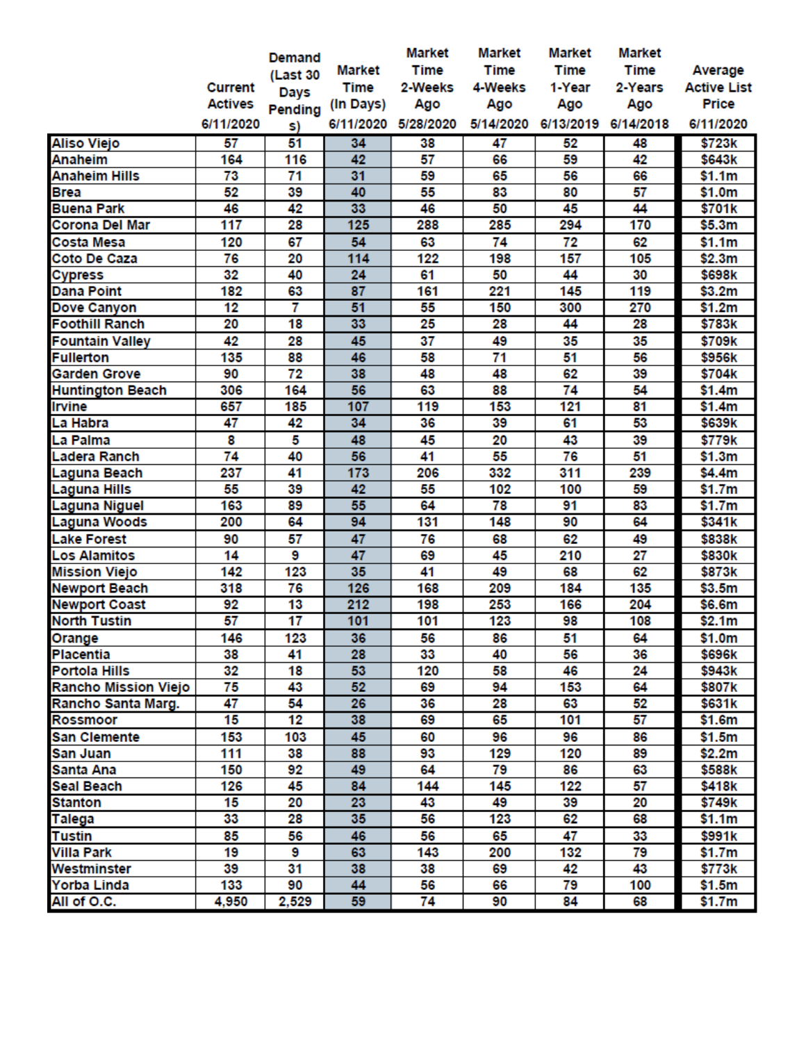| | Current Actives 6/11/2020 | Demand (Last 30 Days Pending s) | Market Time (In Days) 6/11/2020 | Market Time 2-Weeks Ago 5/28/2020 | Market Time 4-Weeks Ago 5/14/2020 | Market Time 1-Year Ago 6/13/2019 | Market Time 2-Years Ago 6/14/2018 | Average Active List Price 6/11/2020 |
|---|---|---|---|---|---|---|---|---|
| Aliso Viejo | 57 | 51 | 34 | 38 | 47 | 52 | 48 | $723k |
| Anaheim | 164 | 116 | 42 | 57 | 66 | 59 | 42 | $643k |
| Anaheim Hills | 73 | 71 | 31 | 59 | 65 | 56 | 66 | $1.1m |
| Brea | 52 | 39 | 40 | 55 | 83 | 80 | 57 | $1.0m |
| Buena Park | 46 | 42 | 33 | 46 | 50 | 45 | 44 | $701k |
| Corona Del Mar | 117 | 28 | 125 | 288 | 285 | 294 | 170 | $5.3m |
| Costa Mesa | 120 | 67 | 54 | 63 | 74 | 72 | 62 | $1.1m |
| Coto De Caza | 76 | 20 | 114 | 122 | 198 | 157 | 105 | $2.3m |
| Cypress | 32 | 40 | 24 | 61 | 50 | 44 | 30 | $698k |
| Dana Point | 182 | 63 | 87 | 161 | 221 | 145 | 119 | $3.2m |
| Dove Canyon | 12 | 7 | 51 | 55 | 150 | 300 | 270 | $1.2m |
| Foothill Ranch | 20 | 18 | 33 | 25 | 28 | 44 | 28 | $783k |
| Fountain Valley | 42 | 28 | 45 | 37 | 49 | 35 | 35 | $709k |
| Fullerton | 135 | 88 | 46 | 58 | 71 | 51 | 56 | $956k |
| Garden Grove | 90 | 72 | 38 | 48 | 48 | 62 | 39 | $704k |
| Huntington Beach | 306 | 164 | 56 | 63 | 88 | 74 | 54 | $1.4m |
| Irvine | 657 | 185 | 107 | 119 | 153 | 121 | 81 | $1.4m |
| La Habra | 47 | 42 | 34 | 36 | 39 | 61 | 53 | $639k |
| La Palma | 8 | 5 | 48 | 45 | 20 | 43 | 39 | $779k |
| Ladera Ranch | 74 | 40 | 56 | 41 | 55 | 76 | 51 | $1.3m |
| Laguna Beach | 237 | 41 | 173 | 206 | 332 | 311 | 239 | $4.4m |
| Laguna Hills | 55 | 39 | 42 | 55 | 102 | 100 | 59 | $1.7m |
| Laguna Niguel | 163 | 89 | 55 | 64 | 78 | 91 | 83 | $1.7m |
| Laguna Woods | 200 | 64 | 94 | 131 | 148 | 90 | 64 | $341k |
| Lake Forest | 90 | 57 | 47 | 76 | 68 | 62 | 49 | $838k |
| Los Alamitos | 14 | 9 | 47 | 69 | 45 | 210 | 27 | $830k |
| Mission Viejo | 142 | 123 | 35 | 41 | 49 | 68 | 62 | $873k |
| Newport Beach | 318 | 76 | 126 | 168 | 209 | 184 | 135 | $3.5m |
| Newport Coast | 92 | 13 | 212 | 198 | 253 | 166 | 204 | $6.6m |
| North Tustin | 57 | 17 | 101 | 101 | 123 | 98 | 108 | $2.1m |
| Orange | 146 | 123 | 36 | 56 | 86 | 51 | 64 | $1.0m |
| Placentia | 38 | 41 | 28 | 33 | 40 | 56 | 36 | $696k |
| Portola Hills | 32 | 18 | 53 | 120 | 58 | 46 | 24 | $943k |
| Rancho Mission Viejo | 75 | 43 | 52 | 69 | 94 | 153 | 64 | $807k |
| Rancho Santa Marg. | 47 | 54 | 26 | 36 | 28 | 63 | 52 | $631k |
| Rossmoor | 15 | 12 | 38 | 69 | 65 | 101 | 57 | $1.6m |
| San Clemente | 153 | 103 | 45 | 60 | 96 | 96 | 86 | $1.5m |
| San Juan | 111 | 38 | 88 | 93 | 129 | 120 | 89 | $2.2m |
| Santa Ana | 150 | 92 | 49 | 64 | 79 | 86 | 63 | $588k |
| Seal Beach | 126 | 45 | 84 | 144 | 145 | 122 | 57 | $418k |
| Stanton | 15 | 20 | 23 | 43 | 49 | 39 | 20 | $749k |
| Talega | 33 | 28 | 35 | 56 | 123 | 62 | 68 | $1.1m |
| Tustin | 85 | 56 | 46 | 56 | 65 | 47 | 33 | $991k |
| Villa Park | 19 | 9 | 63 | 143 | 200 | 132 | 79 | $1.7m |
| Westminster | 39 | 31 | 38 | 38 | 69 | 42 | 43 | $773k |
| Yorba Linda | 133 | 90 | 44 | 56 | 66 | 79 | 100 | $1.5m |
| All of O.C. | 4,950 | 2,529 | 59 | 74 | 90 | 84 | 68 | $1.7m |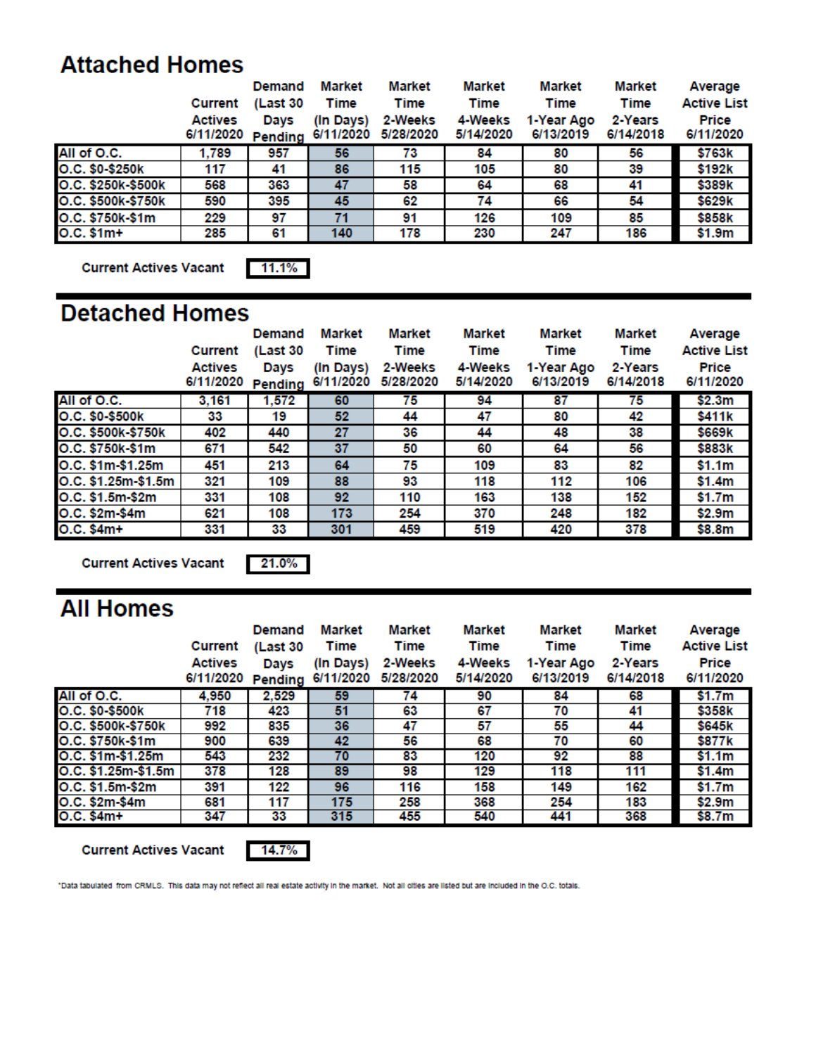## Attached Homes

| | Current Actives 6/11/2020 | Demand (Last 30 Days Pending | Market Time (In Days) 6/11/2020 | Market Time 2-Weeks 5/28/2020 | Market Time 4-Weeks 5/14/2020 | Market Time 1-Year Ago 6/13/2019 | Market Time 2-Years 6/14/2018 | Average Active List Price 6/11/2020 |
|---|---|---|---|---|---|---|---|---|
| All of O.C. | 1,789 | 957 | 56 | 73 | 84 | 80 | 56 | $763k |
| O.C. $0-$250k | 117 | 41 | 86 | 115 | 105 | 80 | 39 | $192k |
| O.C. $250k-$500k | 568 | 363 | 47 | 58 | 64 | 68 | 41 | $389k |
| O.C. $500k-$750k | 590 | 395 | 45 | 62 | 74 | 66 | 54 | $629k |
| O.C. $750k-$1m | 229 | 97 | 71 | 91 | 126 | 109 | 85 | $858k |
| O.C. $1m+ | 285 | 61 | 140 | 178 | 230 | 247 | 186 | $1.9m |

**Current Actives Vacant** 11.1%

## Detached Homes

| | Current Actives 6/11/2020 | Demand (Last 30 Days Pending | Market Time (In Days) 6/11/2020 | Market Time 2-Weeks 5/28/2020 | Market Time 4-Weeks 5/14/2020 | Market Time 1-Year Ago 6/13/2019 | Market Time 2-Years 6/14/2018 | Average Active List Price 6/11/2020 |
|---|---|---|---|---|---|---|---|---|
| All of O.C. | 3,161 | 1,572 | 60 | 75 | 94 | 87 | 75 | $2.3m |
| O.C. $0-$500k | 33 | 19 | 52 | 44 | 47 | 80 | 42 | $411k |
| O.C. $500k-$750k | 402 | 440 | 27 | 36 | 44 | 48 | 38 | $669k |
| O.C. $750k-$1m | 671 | 542 | 37 | 50 | 60 | 64 | 56 | $883k |
| O.C. $1m-$1.25m | 451 | 213 | 64 | 75 | 109 | 83 | 82 | $1.1m |
| O.C. $1.25m-$1.5m | 321 | 109 | 88 | 93 | 118 | 112 | 106 | $1.4m |
| O.C. $1.5m-$2m | 331 | 108 | 92 | 110 | 163 | 138 | 152 | $1.7m |
| O.C. $2m-$4m | 621 | 108 | 173 | 254 | 370 | 248 | 182 | $2.9m |
| O.C. $4m+ | 331 | 33 | 301 | 459 | 519 | 420 | 378 | $8.8m |

**Current Actives Vacant** 21.0%

## All Homes

| | Current Actives 6/11/2020 | Demand (Last 30 Days Pending | Market Time (In Days) 6/11/2020 | Market Time 2-Weeks 5/28/2020 | Market Time 4-Weeks 5/14/2020 | Market Time 1-Year Ago 6/13/2019 | Market Time 2-Years 6/14/2018 | Average Active List Price 6/11/2020 |
|---|---|---|---|---|---|---|---|---|
| All of O.C. | 4,950 | 2,529 | 59 | 74 | 90 | 84 | 68 | $1.7m |
| O.C. $0-$500k | 718 | 423 | 51 | 63 | 67 | 70 | 41 | $358k |
| O.C. $500k-$750k | 992 | 835 | 36 | 47 | 57 | 55 | 44 | $645k |
| O.C. $750k-$1m | 900 | 639 | 42 | 56 | 68 | 70 | 60 | $877k |
| O.C. $1m-$1.25m | 543 | 232 | 70 | 83 | 120 | 92 | 88 | $1.1m |
| O.C. $1.25m-$1.5m | 378 | 128 | 89 | 98 | 129 | 118 | 111 | $1.4m |
| O.C. $1.5m-$2m | 391 | 122 | 96 | 116 | 158 | 149 | 162 | $1.7m |
| O.C. $2m-$4m | 681 | 117 | 175 | 258 | 368 | 254 | 183 | $2.9m |
| O.C. $4m+ | 347 | 33 | 315 | 455 | 540 | 441 | 368 | $8.7m |

**Current Actives Vacant** 14.7%

*Data tabulated from CRMLS. This data may not reflect all real estate activity in the market. Not all cities are listed but are included in the O.C. totals.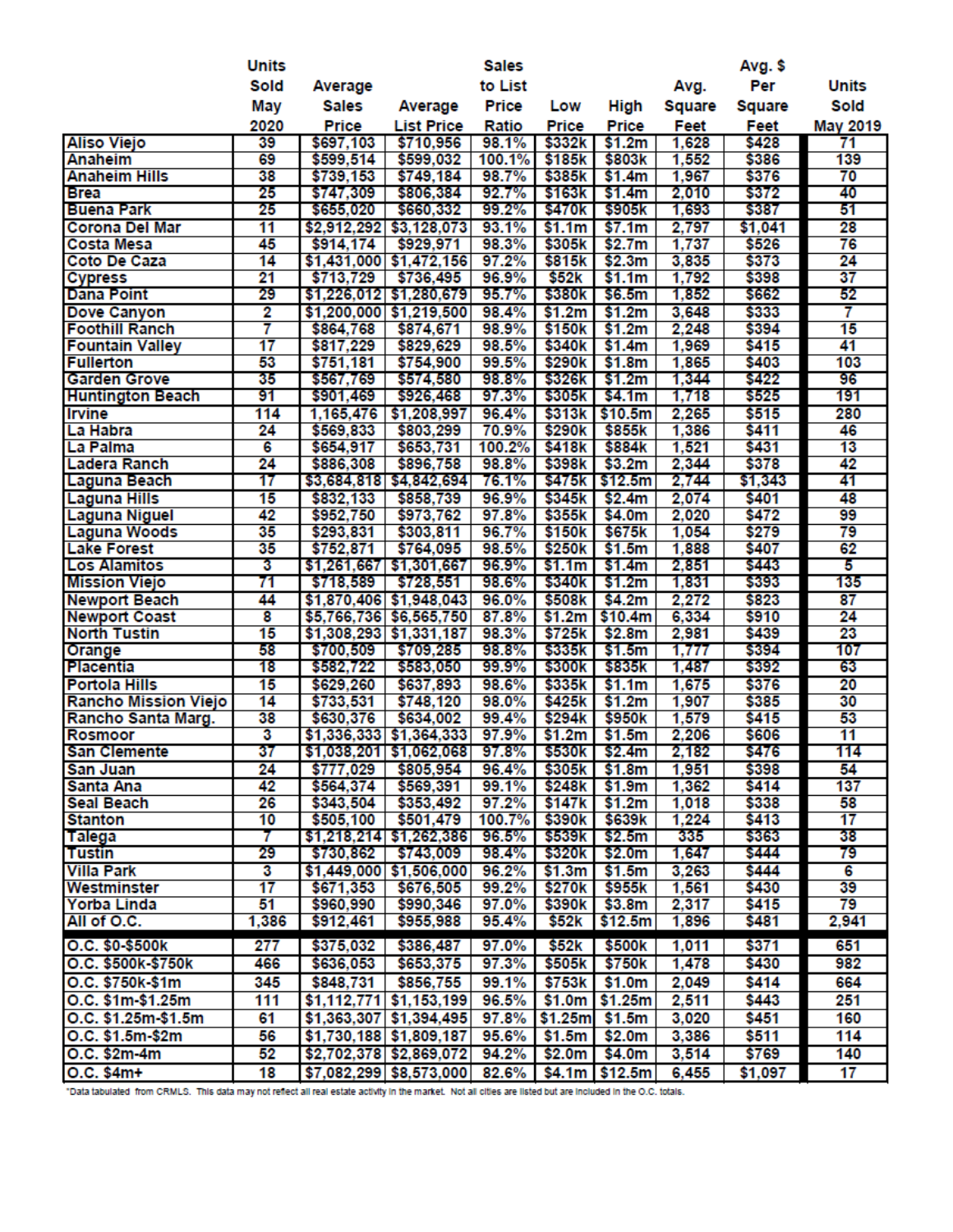| | Units Sold May 2020 | Average Sales Price | Average List Price | Sales to List Price Ratio | Low Price | High Price | Avg. Square Feet | Avg. $ Per Square Feet | Units Sold May 2019 |
|---|---|---|---|---|---|---|---|---|---|
| Aliso Viejo | 39 | $697,103 | $710,956 | 98.1% | $332k | $1.2m | 1,628 | $428 | 71 |
| Anaheim | 69 | $599,514 | $599,032 | 100.1% | $185k | $803k | 1,552 | $386 | 139 |
| Anaheim Hills | 38 | $739,153 | $749,184 | 98.7% | $385k | $1.4m | 1,967 | $376 | 70 |
| Brea | 25 | $747,309 | $806,384 | 92.7% | $163k | $1.4m | 2,010 | $372 | 40 |
| Buena Park | 25 | $655,020 | $660,332 | 99.2% | $470k | $905k | 1,693 | $387 | 51 |
| Corona Del Mar | 11 | $2,912,292 | $3,128,073 | 93.1% | $1.1m | $7.1m | 2,797 | $1,041 | 28 |
| Costa Mesa | 45 | $914,174 | $929,971 | 98.3% | $305k | $2.7m | 1,737 | $526 | 76 |
| Coto De Caza | 14 | $1,431,000 | $1,472,156 | 97.2% | $815k | $2.3m | 3,835 | $373 | 24 |
| Cypress | 21 | $713,729 | $736,495 | 96.9% | $52k | $1.1m | 1,792 | $398 | 37 |
| Dana Point | 29 | $1,226,012 | $1,280,679 | 95.7% | $380k | $6.5m | 1,852 | $662 | 52 |
| Dove Canyon | 2 | $1,200,000 | $1,219,500 | 98.4% | $1.2m | $1.2m | 3,648 | $333 | 7 |
| Foothill Ranch | 7 | $864,768 | $874,671 | 98.9% | $150k | $1.2m | 2,248 | $394 | 15 |
| Fountain Valley | 17 | $817,229 | $829,629 | 98.5% | $340k | $1.4m | 1,969 | $415 | 41 |
| Fullerton | 53 | $751,181 | $754,900 | 99.5% | $290k | $1.8m | 1,865 | $403 | 103 |
| Garden Grove | 35 | $567,769 | $574,580 | 98.8% | $326k | $1.2m | 1,344 | $422 | 96 |
| Huntington Beach | 91 | $901,469 | $926,468 | 97.3% | $305k | $4.1m | 1,718 | $525 | 191 |
| Irvine | 114 | 1,165,476 | $1,208,997 | 96.4% | $313k | $10.5m | 2,265 | $515 | 280 |
| La Habra | 24 | $569,833 | $803,299 | 70.9% | $290k | $855k | 1,386 | $411 | 46 |
| La Palma | 6 | $654,917 | $653,731 | 100.2% | $418k | $884k | 1,521 | $431 | 13 |
| Ladera Ranch | 24 | $886,308 | $896,758 | 98.8% | $398k | $3.2m | 2,344 | $378 | 42 |
| Laguna Beach | 17 | $3,684,818 | $4,842,694 | 76.1% | $475k | $12.5m | 2,744 | $1,343 | 41 |
| Laguna Hills | 15 | $832,133 | $858,739 | 96.9% | $345k | $2.4m | 2,074 | $401 | 48 |
| Laguna Niguel | 42 | $952,750 | $973,762 | 97.8% | $355k | $4.0m | 2,020 | $472 | 99 |
| Laguna Woods | 35 | $293,831 | $303,811 | 96.7% | $150k | $675k | 1,054 | $279 | 79 |
| Lake Forest | 35 | $752,871 | $764,095 | 98.5% | $250k | $1.5m | 1,888 | $407 | 62 |
| Los Alamitos | 3 | $1,261,667 | $1,301,667 | 96.9% | $1.1m | $1.4m | 2,851 | $443 | 5 |
| Mission Viejo | 71 | $718,589 | $728,551 | 98.6% | $340k | $1.2m | 1,831 | $393 | 135 |
| Newport Beach | 44 | $1,870,406 | $1,948,043 | 96.0% | $508k | $4.2m | 2,272 | $823 | 87 |
| Newport Coast | 8 | $5,766,736 | $6,565,750 | 87.8% | $1.2m | $10.4m | 6,334 | $910 | 24 |
| North Tustin | 15 | $1,308,293 | $1,331,187 | 98.3% | $725k | $2.8m | 2,981 | $439 | 23 |
| Orange | 58 | $700,509 | $709,285 | 98.8% | $335k | $1.5m | 1,777 | $394 | 107 |
| Placentia | 18 | $582,722 | $583,050 | 99.9% | $300k | $835k | 1,487 | $392 | 63 |
| Portola Hills | 15 | $629,260 | $637,893 | 98.6% | $335k | $1.1m | 1,675 | $376 | 20 |
| Rancho Mission Viejo | 14 | $733,531 | $748,120 | 98.0% | $425k | $1.2m | 1,907 | $385 | 30 |
| Rancho Santa Marg. | 38 | $630,376 | $634,002 | 99.4% | $294k | $950k | 1,579 | $415 | 53 |
| Rosmoor | 3 | $1,336,333 | $1,364,333 | 97.9% | $1.2m | $1.5m | 2,206 | $606 | 11 |
| San Clemente | 37 | $1,038,201 | $1,062,068 | 97.8% | $530k | $2.4m | 2,182 | $476 | 114 |
| San Juan | 24 | $777,029 | $805,954 | 96.4% | $305k | $1.8m | 1,951 | $398 | 54 |
| Santa Ana | 42 | $564,374 | $569,391 | 99.1% | $248k | $1.9m | 1,362 | $414 | 137 |
| Seal Beach | 26 | $343,504 | $353,492 | 97.2% | $147k | $1.2m | 1,018 | $338 | 58 |
| Stanton | 10 | $505,100 | $501,479 | 100.7% | $390k | $639k | 1,224 | $413 | 17 |
| Talega | 7 | $1,218,214 | $1,262,386 | 96.5% | $539k | $2.5m | 335 | $363 | 38 |
| Tustin | 29 | $730,862 | $743,009 | 98.4% | $320k | $2.0m | 1,647 | $444 | 79 |
| Villa Park | 3 | $1,449,000 | $1,506,000 | 96.2% | $1.3m | $1.5m | 3,263 | $444 | 6 |
| Westminster | 17 | $671,353 | $676,505 | 99.2% | $270k | $955k | 1,561 | $430 | 39 |
| Yorba Linda | 51 | $960,990 | $990,346 | 97.0% | $390k | $3.8m | 2,317 | $415 | 79 |
| All of O.C. | 1,386 | $912,461 | $955,988 | 95.4% | $52k | $12.5m | 1,896 | $481 | 2,941 |
| O.C. $0-$500k | 277 | $375,032 | $386,487 | 97.0% | $52k | $500k | 1,011 | $371 | 651 |
| O.C. $500k-$750k | 466 | $636,053 | $653,375 | 97.3% | $505k | $750k | 1,478 | $430 | 982 |
| O.C. $750k-$1m | 345 | $848,731 | $856,755 | 99.1% | $753k | $1.0m | 2,049 | $414 | 664 |
| O.C. $1m-$1.25m | 111 | $1,112,771 | $1,153,199 | 96.5% | $1.0m | $1.25m | 2,511 | $443 | 251 |
| O.C. $1.25m-$1.5m | 61 | $1,363,307 | $1,394,495 | 97.8% | $1.25m | $1.5m | 3,020 | $451 | 160 |
| O.C. $1.5m-$2m | 56 | $1,730,188 | $1,809,187 | 95.6% | $1.5m | $2.0m | 3,386 | $511 | 114 |
| O.C. $2m-4m | 52 | $2,702,378 | $2,869,072 | 94.2% | $2.0m | $4.0m | 3,514 | $769 | 140 |
| O.C. $4m+ | 18 | $7,082,299 | $8,573,000 | 82.6% | $4.1m | $12.5m | 6,455 | $1,097 | 17 |

*Data tabulated from CRMLS. This data may not reflect all real estate activity in the market. Not all cities are listed but are included in the O.C. totals.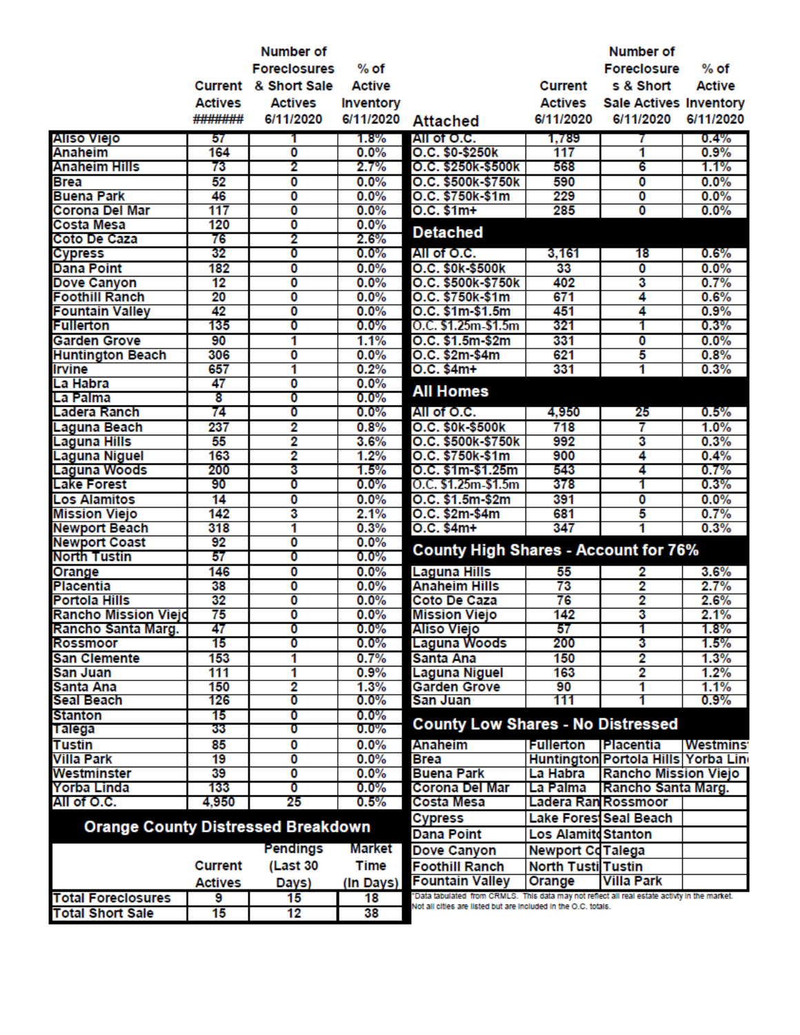| | Current Actives ####### | Number of Foreclosures & Short Sale Actives 6/11/2020 | % of Active Inventory 6/11/2020 |
|---|---|---|---|
| Aliso Viejo | 57 | 1 | 1.8% |
| Anaheim | 164 | 0 | 0.0% |
| Anaheim Hills | 73 | 2 | 2.7% |
| Brea | 52 | 0 | 0.0% |
| Buena Park | 46 | 0 | 0.0% |
| Corona Del Mar | 117 | 0 | 0.0% |
| Costa Mesa | 120 | 0 | 0.0% |
| Coto De Caza | 76 | 2 | 2.6% |
| Cypress | 32 | 0 | 0.0% |
| Dana Point | 182 | 0 | 0.0% |
| Dove Canyon | 12 | 0 | 0.0% |
| Foothill Ranch | 20 | 0 | 0.0% |
| Fountain Valley | 42 | 0 | 0.0% |
| Fullerton | 135 | 0 | 0.0% |
| Garden Grove | 90 | 1 | 1.1% |
| Huntington Beach | 306 | 0 | 0.0% |
| Irvine | 657 | 1 | 0.2% |
| La Habra | 47 | 0 | 0.0% |
| La Palma | 8 | 0 | 0.0% |
| Ladera Ranch | 74 | 0 | 0.0% |
| Laguna Beach | 237 | 2 | 0.8% |
| Laguna Hills | 55 | 2 | 3.6% |
| Laguna Niguel | 163 | 2 | 1.2% |
| Laguna Woods | 200 | 3 | 1.5% |
| Lake Forest | 90 | 0 | 0.0% |
| Los Alamitos | 14 | 0 | 0.0% |
| Mission Viejo | 142 | 3 | 2.1% |
| Newport Beach | 318 | 1 | 0.3% |
| Newport Coast | 92 | 0 | 0.0% |
| North Tustin | 57 | 0 | 0.0% |
| Orange | 146 | 0 | 0.0% |
| Placentia | 38 | 0 | 0.0% |
| Portola Hills | 32 | 0 | 0.0% |
| Rancho Mission Viejo | 75 | 0 | 0.0% |
| Rancho Santa Marg. | 47 | 0 | 0.0% |
| Rossmoor | 15 | 0 | 0.0% |
| San Clemente | 153 | 1 | 0.7% |
| San Juan | 111 | 1 | 0.9% |
| Santa Ana | 150 | 2 | 1.3% |
| Seal Beach | 126 | 0 | 0.0% |
| Stanton | 15 | 0 | 0.0% |
| Talega | 33 | 0 | 0.0% |
| Tustin | 85 | 0 | 0.0% |
| Villa Park | 19 | 0 | 0.0% |
| Westminster | 39 | 0 | 0.0% |
| Yorba Linda | 133 | 0 | 0.0% |
| All of O.C. | 4,950 | 25 | 0.5% |

## Orange County Distressed Breakdown

| | Current Actives | Pendings (Last 30 Days) | Market Time (In Days) |
|---|---|---|---|
| Total Foreclosures | 9 | 15 | 18 |
| Total Short Sale | 15 | 12 | 38 |

| Attached | Current Actives 6/11/2020 | Number of Foreclosures & Short Sale Actives 6/11/2020 | % of Active Inventory 6/11/2020 |
|---|---|---|---|
| All of O.C. | 1,789 | 7 | 0.4% |
| O.C. $0-$250k | 117 | 1 | 0.9% |
| O.C. $250k-$500k | 568 | 6 | 1.1% |
| O.C. $500k-$750k | 590 | 0 | 0.0% |
| O.C. $750k-$1m | 229 | 0 | 0.0% |
| O.C. $1m+ | 285 | 0 | 0.0% |
| **Detached** | | | |
| All of O.C. | 3,161 | 18 | 0.6% |
| O.C. $0k-$500k | 33 | 0 | 0.0% |
| O.C. $500k-$750k | 402 | 3 | 0.7% |
| O.C. $750k-$1m | 671 | 4 | 0.6% |
| O.C. $1m-$1.5m | 451 | 4 | 0.9% |
| O.C. $1.25m-$1.5m | 321 | 1 | 0.3% |
| O.C. $1.5m-$2m | 331 | 0 | 0.0% |
| O.C. $2m-$4m | 621 | 5 | 0.8% |
| O.C. $4m+ | 331 | 1 | 0.3% |
| **All Homes** | | | |
| All of O.C. | 4,950 | 25 | 0.5% |
| O.C. $0k-$500k | 718 | 7 | 1.0% |
| O.C. $500k-$750k | 992 | 3 | 0.3% |
| O.C. $750k-$1m | 900 | 4 | 0.4% |
| O.C. $1m-$1.25m | 543 | 4 | 0.7% |
| O.C. $1.25m-$1.5m | 378 | 1 | 0.3% |
| O.C. $1.5m-$2m | 391 | 0 | 0.0% |
| O.C. $2m-$4m | 681 | 5 | 0.7% |
| O.C. $4m+ | 347 | 1 | 0.3% |
| **County High Shares - Account for 76%** | | | |
| Laguna Hills | 55 | 2 | 3.6% |
| Anaheim Hills | 73 | 2 | 2.7% |
| Coto De Caza | 76 | 2 | 2.6% |
| Mission Viejo | 142 | 3 | 2.1% |
| Aliso Viejo | 57 | 1 | 1.8% |
| Laguna Woods | 200 | 3 | 1.5% |
| Santa Ana | 150 | 2 | 1.3% |
| Laguna Niguel | 163 | 2 | 1.2% |
| Garden Grove | 90 | 1 | 1.1% |
| San Juan | 111 | 1 | 0.9% |

## County Low Shares - No Distressed

| | | | |
|---|---|---|---|
| Anaheim | Fullerton | Placentia | Westmins |
| Brea | Huntington | Portola Hills | Yorba Lin |
| Buena Park | La Habra | Rancho Mission Viejo | |
| Corona Del Mar | La Palma | Rancho Santa Marg. | |
| Costa Mesa | Ladera Ran | Rossmoor | |
| Cypress | Lake Fores | Seal Beach | |
| Dana Point | Los Alamito | Stanton | |
| Dove Canyon | Newport Co | Talega | |
| Foothill Ranch | North Tusti | Tustin | |
| Fountain Valley | Orange | Villa Park | |

*Data tabulated from CRMLS. This data may not reflect all real estate activity in the market. Not all cities are listed but are included in the O.C. totals.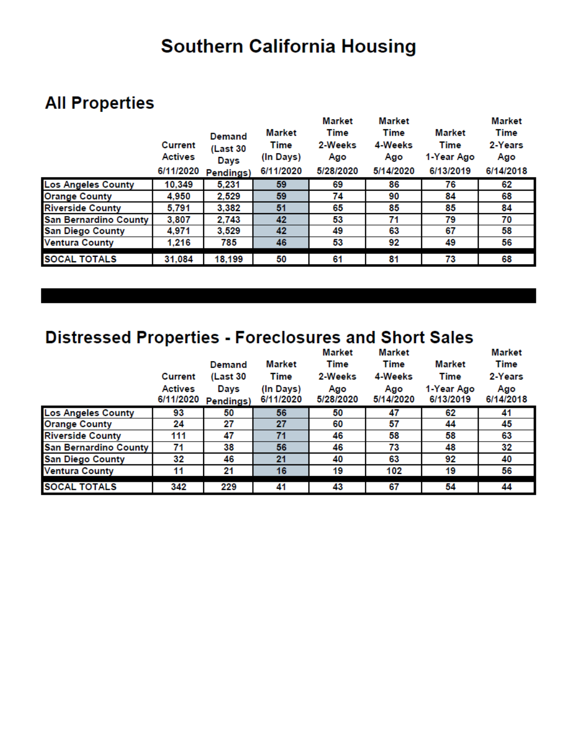# Southern California Housing

## All Properties

| | Current Actives 6/11/2020 | Demand (Last 30 Days Pendings) | Market Time (In Days) 6/11/2020 | Market Time 2-Weeks Ago 5/28/2020 | Market Time 4-Weeks Ago 5/14/2020 | Market Time 1-Year Ago 6/13/2019 | Market Time 2-Years Ago 6/14/2018 |
|---|---|---|---|---|---|---|---|
| Los Angeles County | 10,349 | 5,231 | 59 | 69 | 86 | 76 | 62 |
| Orange County | 4,950 | 2,529 | 59 | 74 | 90 | 84 | 68 |
| Riverside County | 5,791 | 3,382 | 51 | 65 | 85 | 85 | 84 |
| San Bernardino County | 3,807 | 2,743 | 42 | 53 | 71 | 79 | 70 |
| San Diego County | 4,971 | 3,529 | 42 | 49 | 63 | 67 | 58 |
| Ventura County | 1,216 | 785 | 46 | 53 | 92 | 49 | 56 |
| SOCAL TOTALS | 31,084 | 18,199 | 50 | 61 | 81 | 73 | 68 |

## Distressed Properties - Foreclosures and Short Sales

| | Current Actives 6/11/2020 | Demand (Last 30 Days Pendings) | Market Time (In Days) 6/11/2020 | Market Time 2-Weeks Ago 5/28/2020 | Market Time 4-Weeks Ago 5/14/2020 | Market Time 1-Year Ago 6/13/2019 | Market Time 2-Years Ago 6/14/2018 |
|---|---|---|---|---|---|---|---|
| Los Angeles County | 93 | 50 | 56 | 50 | 47 | 62 | 41 |
| Orange County | 24 | 27 | 27 | 60 | 57 | 44 | 45 |
| Riverside County | 111 | 47 | 71 | 46 | 58 | 58 | 63 |
| San Bernardino County | 71 | 38 | 56 | 46 | 73 | 48 | 32 |
| San Diego County | 32 | 46 | 21 | 40 | 63 | 92 | 40 |
| Ventura County | 11 | 21 | 16 | 19 | 102 | 19 | 56 |
| SOCAL TOTALS | 342 | 229 | 41 | 43 | 67 | 54 | 44 |